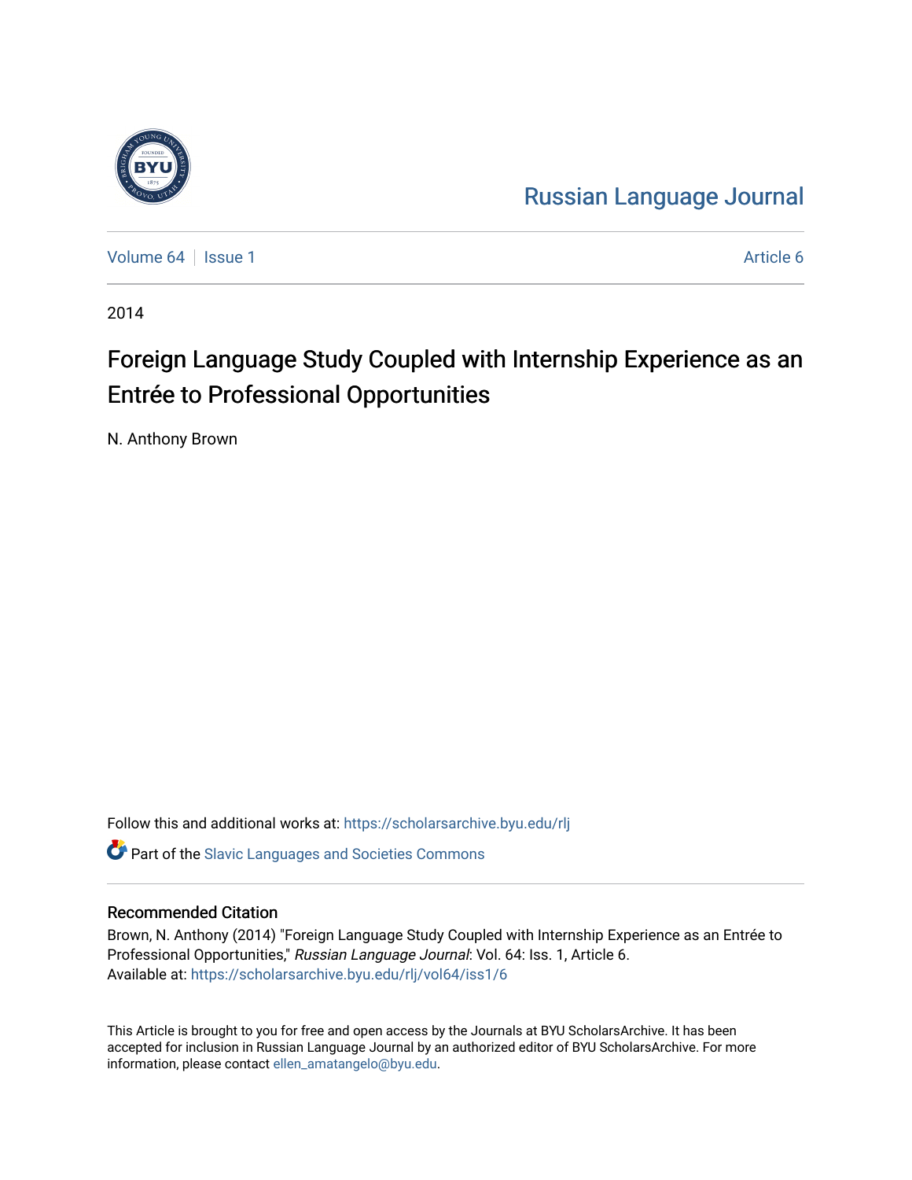Russian Language Journal

Volume 64 | Issue 1 | Article 6

2014

# Foreign Language Study Coupled with Internship Experience as an Entrée to Professional Opportunities

N. Anthony Brown

Follow this and additional works at: https://scholarsarchive.byu.edu/rlj

Part of the Slavic Languages and Societies Commons

## Recommended Citation

Brown, N. Anthony (2014) "Foreign Language Study Coupled with Internship Experience as an Entrée to Professional Opportunities," *Russian Language Journal*: Vol. 64: Iss. 1, Article 6.
Available at: https://scholarsarchive.byu.edu/rlj/vol64/iss1/6

This Article is brought to you for free and open access by the Journals at BYU ScholarsArchive. It has been accepted for inclusion in Russian Language Journal by an authorized editor of BYU ScholarsArchive. For more information, please contact ellen_amatangelo@byu.edu.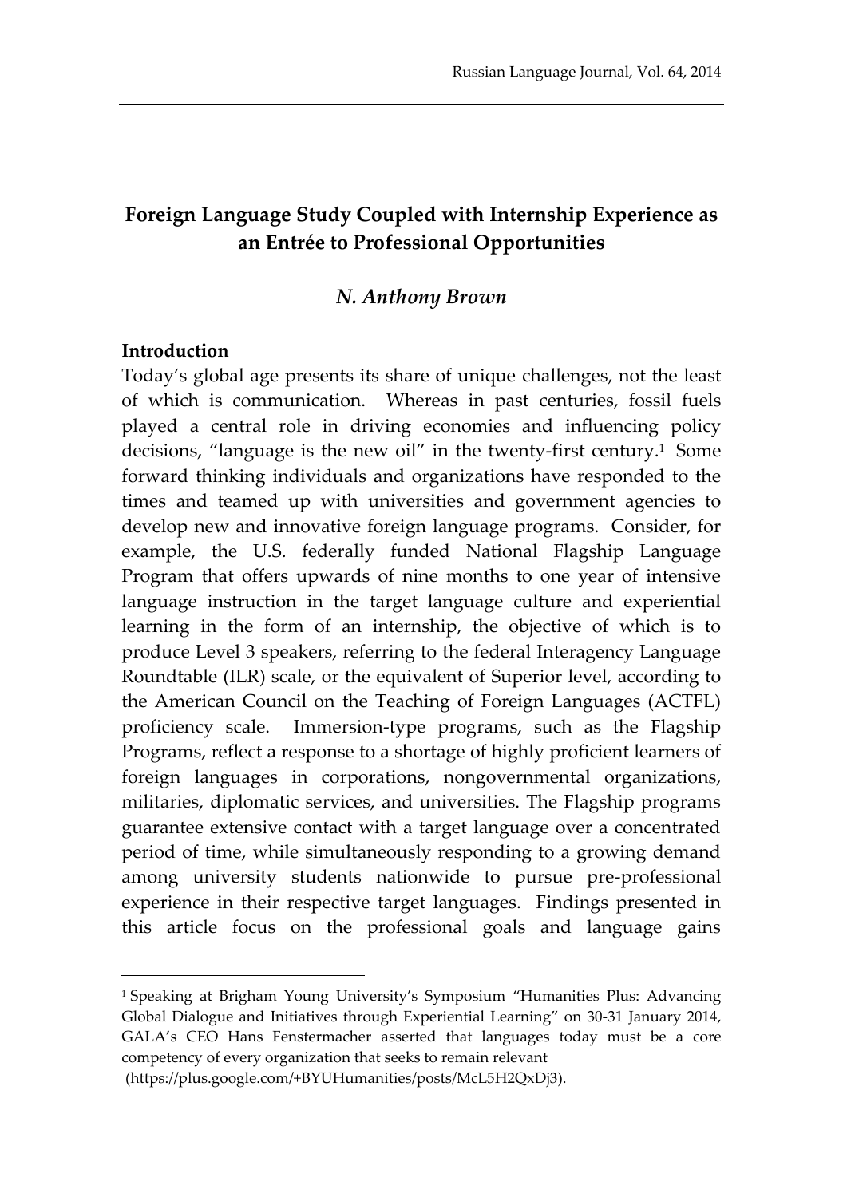# Foreign Language Study Coupled with Internship Experience as an Entrée to Professional Opportunities

### *N. Anthony Brown*

**Introduction**

Today's global age presents its share of unique challenges, not the least of which is communication. Whereas in past centuries, fossil fuels played a central role in driving economies and influencing policy decisions, "language is the new oil" in the twenty-first century.[1] Some forward thinking individuals and organizations have responded to the times and teamed up with universities and government agencies to develop new and innovative foreign language programs. Consider, for example, the U.S. federally funded National Flagship Language Program that offers upwards of nine months to one year of intensive language instruction in the target language culture and experiential learning in the form of an internship, the objective of which is to produce Level 3 speakers, referring to the federal Interagency Language Roundtable (ILR) scale, or the equivalent of Superior level, according to the American Council on the Teaching of Foreign Languages (ACTFL) proficiency scale. Immersion-type programs, such as the Flagship Programs, reflect a response to a shortage of highly proficient learners of foreign languages in corporations, nongovernmental organizations, militaries, diplomatic services, and universities. The Flagship programs guarantee extensive contact with a target language over a concentrated period of time, while simultaneously responding to a growing demand among university students nationwide to pursue pre-professional experience in their respective target languages. Findings presented in this article focus on the professional goals and language gains

---

[1] Speaking at Brigham Young University's Symposium "Humanities Plus: Advancing Global Dialogue and Initiatives through Experiential Learning" on 30-31 January 2014, GALA's CEO Hans Fenstermacher asserted that languages today must be a core competency of every organization that seeks to remain relevant (https://plus.google.com/+BYUHumanities/posts/McL5H2QxDj3).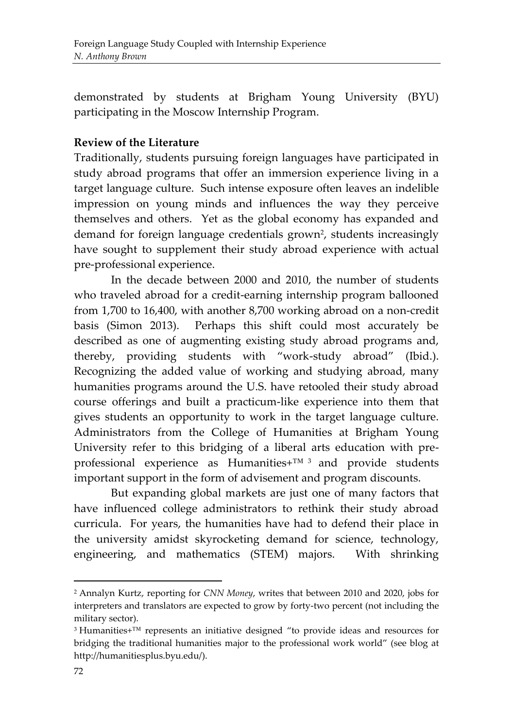demonstrated by students at Brigham Young University (BYU) participating in the Moscow Internship Program.

**Review of the Literature**

Traditionally, students pursuing foreign languages have participated in study abroad programs that offer an immersion experience living in a target language culture. Such intense exposure often leaves an indelible impression on young minds and influences the way they perceive themselves and others. Yet as the global economy has expanded and demand for foreign language credentials grown[2], students increasingly have sought to supplement their study abroad experience with actual pre-professional experience.

In the decade between 2000 and 2010, the number of students who traveled abroad for a credit-earning internship program ballooned from 1,700 to 16,400, with another 8,700 working abroad on a non-credit basis (Simon 2013). Perhaps this shift could most accurately be described as one of augmenting existing study abroad programs and, thereby, providing students with "work-study abroad" (Ibid.). Recognizing the added value of working and studying abroad, many humanities programs around the U.S. have retooled their study abroad course offerings and built a practicum-like experience into them that gives students an opportunity to work in the target language culture. Administrators from the College of Humanities at Brigham Young University refer to this bridging of a liberal arts education with pre-professional experience as Humanities+™ [3] and provide students important support in the form of advisement and program discounts.

But expanding global markets are just one of many factors that have influenced college administrators to rethink their study abroad curricula. For years, the humanities have had to defend their place in the university amidst skyrocketing demand for science, technology, engineering, and mathematics (STEM) majors. With shrinking

---

[2] Annalyn Kurtz, reporting for *CNN Money*, writes that between 2010 and 2020, jobs for interpreters and translators are expected to grow by forty-two percent (not including the military sector).

[3] Humanities+™ represents an initiative designed "to provide ideas and resources for bridging the traditional humanities major to the professional work world" (see blog at http://humanitiesplus.byu.edu/).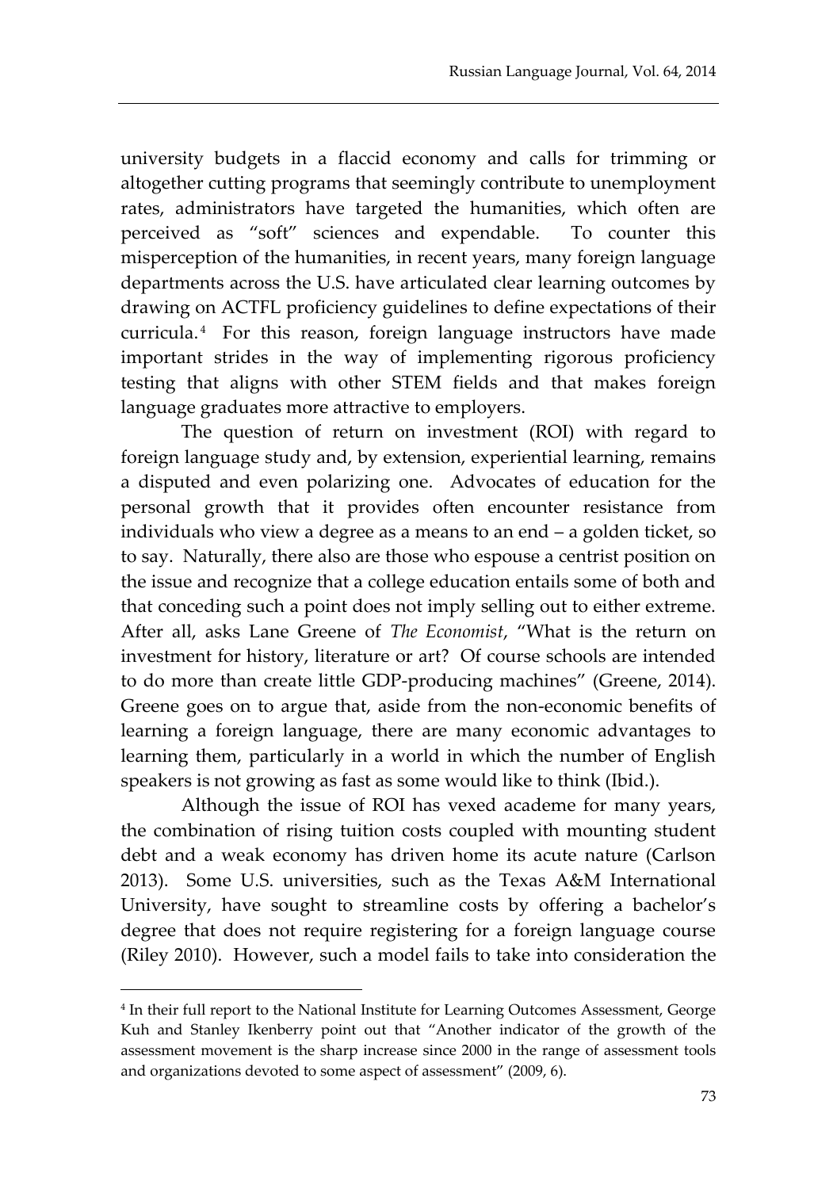university budgets in a flaccid economy and calls for trimming or altogether cutting programs that seemingly contribute to unemployment rates, administrators have targeted the humanities, which often are perceived as "soft" sciences and expendable. To counter this misperception of the humanities, in recent years, many foreign language departments across the U.S. have articulated clear learning outcomes by drawing on ACTFL proficiency guidelines to define expectations of their curricula.[4] For this reason, foreign language instructors have made important strides in the way of implementing rigorous proficiency testing that aligns with other STEM fields and that makes foreign language graduates more attractive to employers.

The question of return on investment (ROI) with regard to foreign language study and, by extension, experiential learning, remains a disputed and even polarizing one. Advocates of education for the personal growth that it provides often encounter resistance from individuals who view a degree as a means to an end – a golden ticket, so to say. Naturally, there also are those who espouse a centrist position on the issue and recognize that a college education entails some of both and that conceding such a point does not imply selling out to either extreme. After all, asks Lane Greene of *The Economist*, "What is the return on investment for history, literature or art? Of course schools are intended to do more than create little GDP-producing machines" (Greene, 2014). Greene goes on to argue that, aside from the non-economic benefits of learning a foreign language, there are many economic advantages to learning them, particularly in a world in which the number of English speakers is not growing as fast as some would like to think (Ibid.).

Although the issue of ROI has vexed academe for many years, the combination of rising tuition costs coupled with mounting student debt and a weak economy has driven home its acute nature (Carlson 2013). Some U.S. universities, such as the Texas A&M International University, have sought to streamline costs by offering a bachelor's degree that does not require registering for a foreign language course (Riley 2010). However, such a model fails to take into consideration the

---

[4] In their full report to the National Institute for Learning Outcomes Assessment, George Kuh and Stanley Ikenberry point out that "Another indicator of the growth of the assessment movement is the sharp increase since 2000 in the range of assessment tools and organizations devoted to some aspect of assessment" (2009, 6).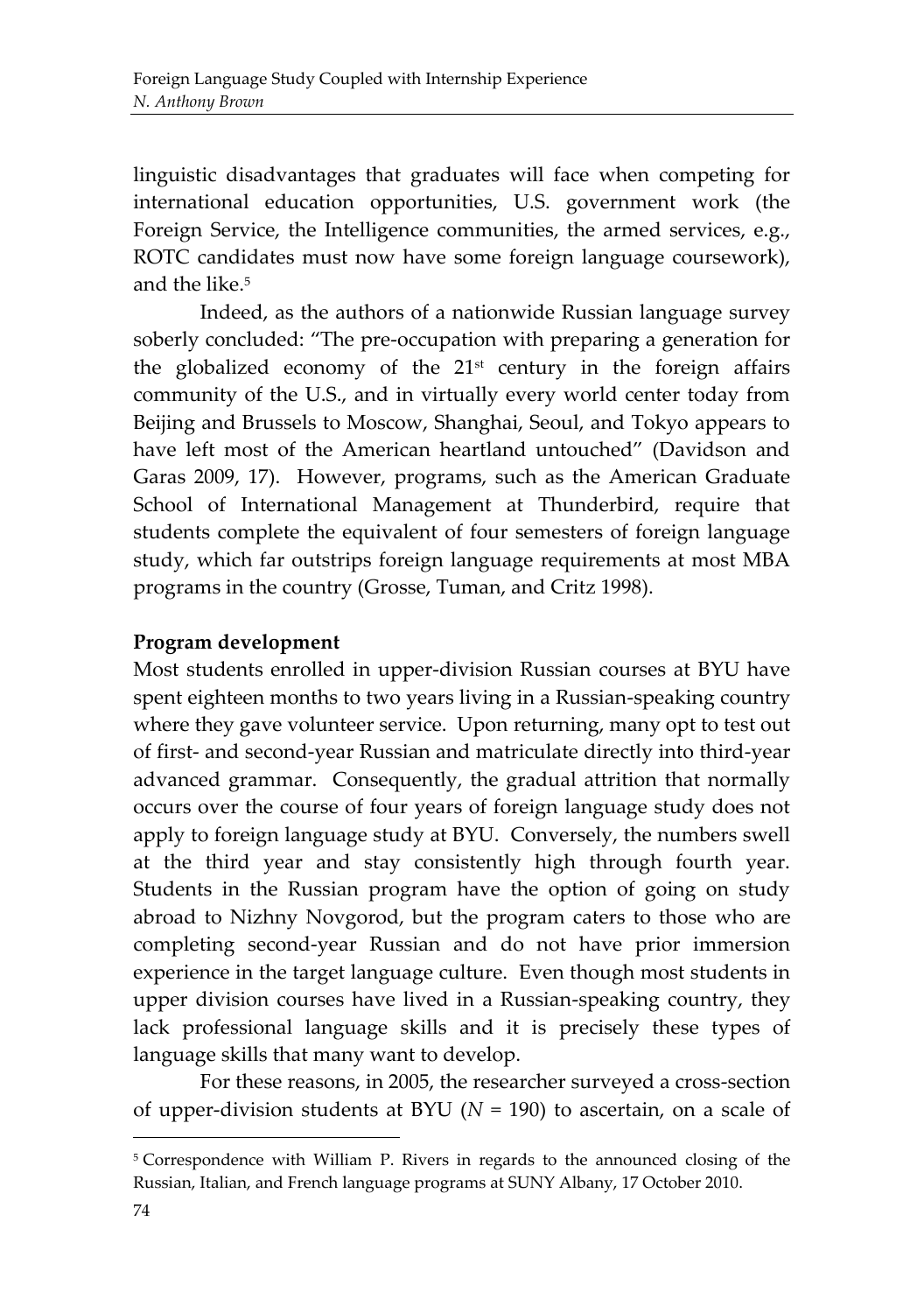linguistic disadvantages that graduates will face when competing for international education opportunities, U.S. government work (the Foreign Service, the Intelligence communities, the armed services, e.g., ROTC candidates must now have some foreign language coursework), and the like.[5]

Indeed, as the authors of a nationwide Russian language survey soberly concluded: "The pre-occupation with preparing a generation for the globalized economy of the 21st century in the foreign affairs community of the U.S., and in virtually every world center today from Beijing and Brussels to Moscow, Shanghai, Seoul, and Tokyo appears to have left most of the American heartland untouched" (Davidson and Garas 2009, 17). However, programs, such as the American Graduate School of International Management at Thunderbird, require that students complete the equivalent of four semesters of foreign language study, which far outstrips foreign language requirements at most MBA programs in the country (Grosse, Tuman, and Critz 1998).

**Program development**

Most students enrolled in upper-division Russian courses at BYU have spent eighteen months to two years living in a Russian-speaking country where they gave volunteer service. Upon returning, many opt to test out of first- and second-year Russian and matriculate directly into third-year advanced grammar. Consequently, the gradual attrition that normally occurs over the course of four years of foreign language study does not apply to foreign language study at BYU. Conversely, the numbers swell at the third year and stay consistently high through fourth year. Students in the Russian program have the option of going on study abroad to Nizhny Novgorod, but the program caters to those who are completing second-year Russian and do not have prior immersion experience in the target language culture. Even though most students in upper division courses have lived in a Russian-speaking country, they lack professional language skills and it is precisely these types of language skills that many want to develop.

For these reasons, in 2005, the researcher surveyed a cross-section of upper-division students at BYU (*N* = 190) to ascertain, on a scale of

---

[5] Correspondence with William P. Rivers in regards to the announced closing of the Russian, Italian, and French language programs at SUNY Albany, 17 October 2010.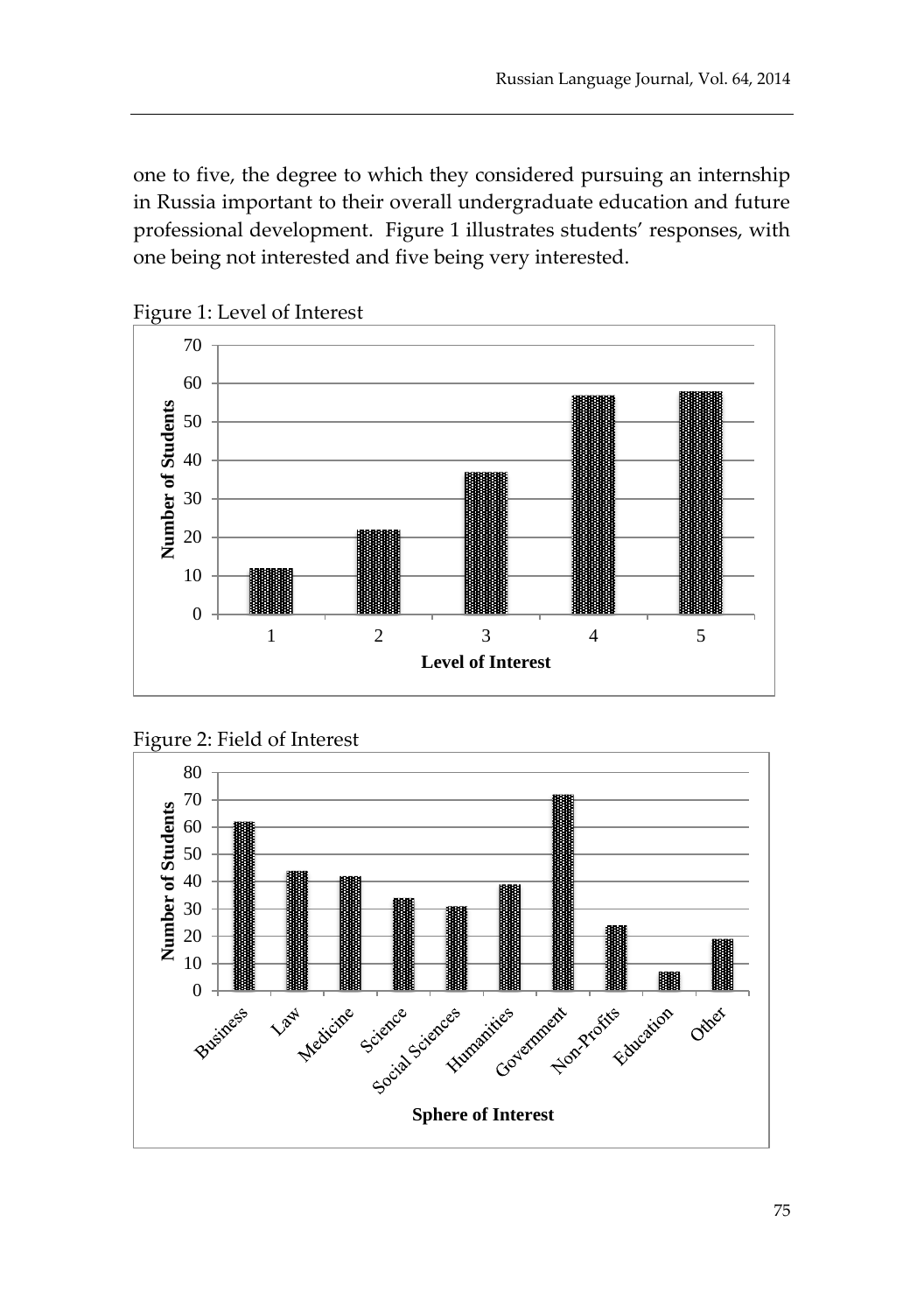one to five, the degree to which they considered pursuing an internship in Russia important to their overall undergraduate education and future professional development. Figure 1 illustrates students' responses, with one being not interested and five being very interested.

Figure 1: Level of Interest

Figure 2: Field of Interest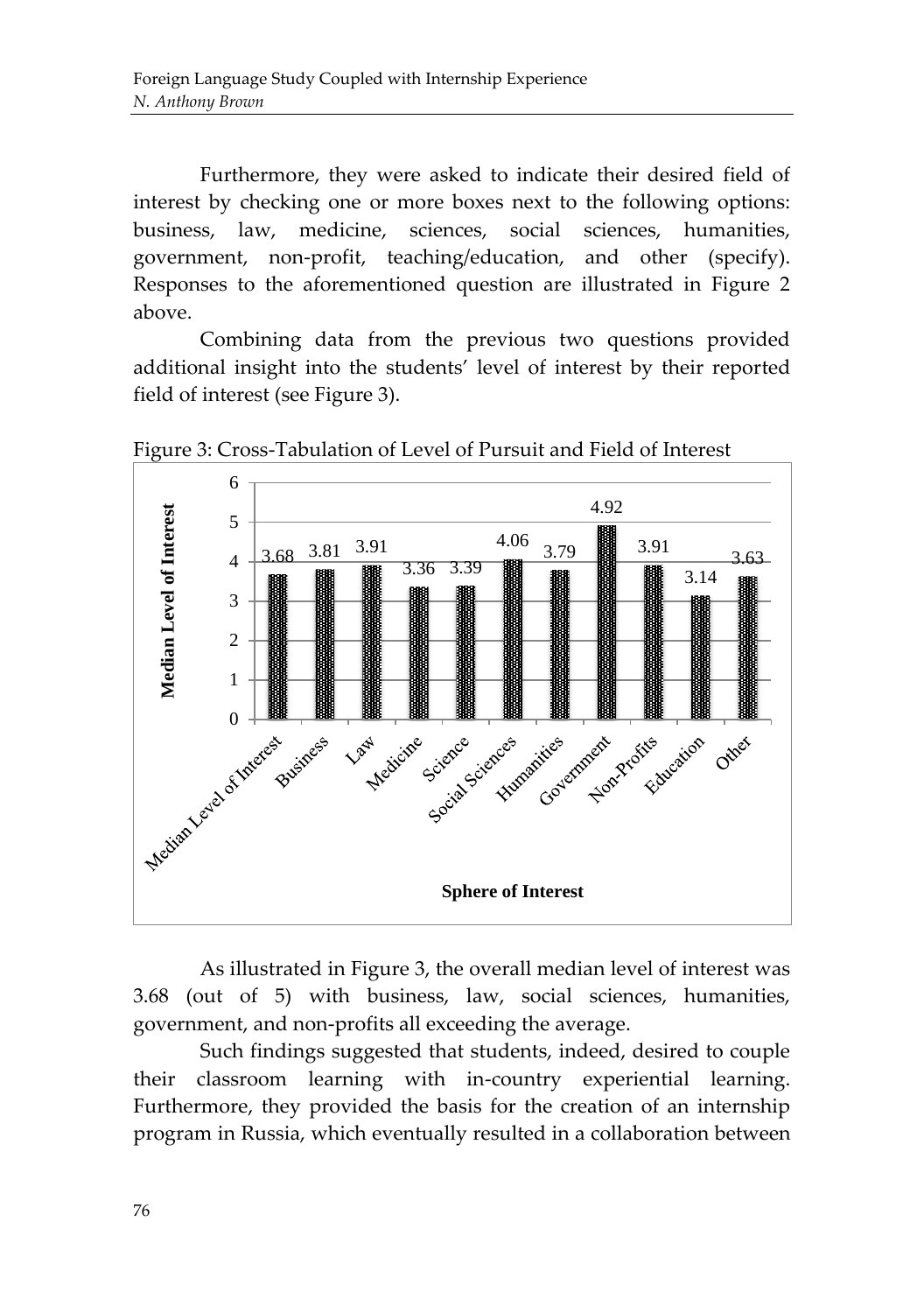Furthermore, they were asked to indicate their desired field of interest by checking one or more boxes next to the following options: business, law, medicine, sciences, social sciences, humanities, government, non-profit, teaching/education, and other (specify). Responses to the aforementioned question are illustrated in Figure 2 above.

Combining data from the previous two questions provided additional insight into the students' level of interest by their reported field of interest (see Figure 3).

Figure 3: Cross-Tabulation of Level of Pursuit and Field of Interest

| Sphere of Interest | Median Level of Interest |
|---|---|
| Median Level of Interest | 3.68 |
| Business | 3.81 |
| Law | 3.91 |
| Medicine | 3.36 |
| Science | 3.39 |
| Social Sciences | 4.06 |
| Humanities | 3.79 |
| Government | 4.92 |
| Non-Profits | 3.91 |
| Education | 3.14 |
| Other | 3.63 |

As illustrated in Figure 3, the overall median level of interest was 3.68 (out of 5) with business, law, social sciences, humanities, government, and non-profits all exceeding the average.

Such findings suggested that students, indeed, desired to couple their classroom learning with in-country experiential learning. Furthermore, they provided the basis for the creation of an internship program in Russia, which eventually resulted in a collaboration between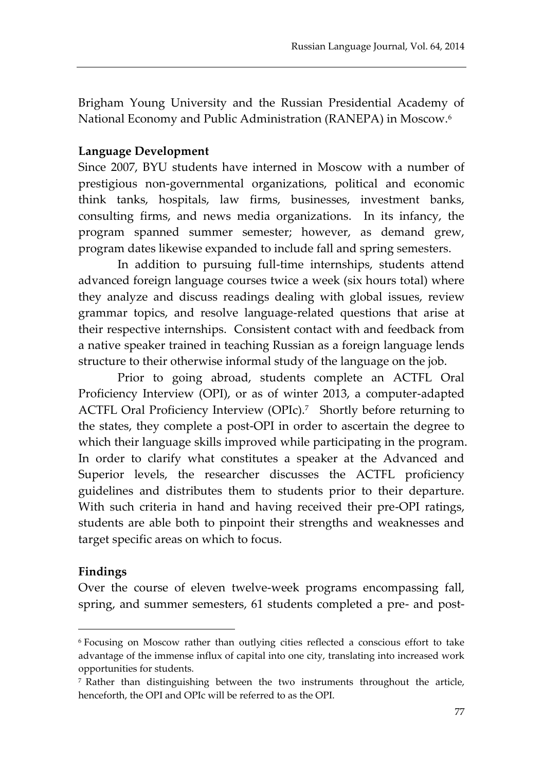Brigham Young University and the Russian Presidential Academy of National Economy and Public Administration (RANEPA) in Moscow.[6]

**Language Development**

Since 2007, BYU students have interned in Moscow with a number of prestigious non-governmental organizations, political and economic think tanks, hospitals, law firms, businesses, investment banks, consulting firms, and news media organizations. In its infancy, the program spanned summer semester; however, as demand grew, program dates likewise expanded to include fall and spring semesters.

In addition to pursuing full-time internships, students attend advanced foreign language courses twice a week (six hours total) where they analyze and discuss readings dealing with global issues, review grammar topics, and resolve language-related questions that arise at their respective internships. Consistent contact with and feedback from a native speaker trained in teaching Russian as a foreign language lends structure to their otherwise informal study of the language on the job.

Prior to going abroad, students complete an ACTFL Oral Proficiency Interview (OPI), or as of winter 2013, a computer-adapted ACTFL Oral Proficiency Interview (OPIc).[7] Shortly before returning to the states, they complete a post-OPI in order to ascertain the degree to which their language skills improved while participating in the program. In order to clarify what constitutes a speaker at the Advanced and Superior levels, the researcher discusses the ACTFL proficiency guidelines and distributes them to students prior to their departure. With such criteria in hand and having received their pre-OPI ratings, students are able both to pinpoint their strengths and weaknesses and target specific areas on which to focus.

**Findings**

Over the course of eleven twelve-week programs encompassing fall, spring, and summer semesters, 61 students completed a pre- and post-

---

[6] Focusing on Moscow rather than outlying cities reflected a conscious effort to take advantage of the immense influx of capital into one city, translating into increased work opportunities for students.

[7] Rather than distinguishing between the two instruments throughout the article, henceforth, the OPI and OPIc will be referred to as the OPI.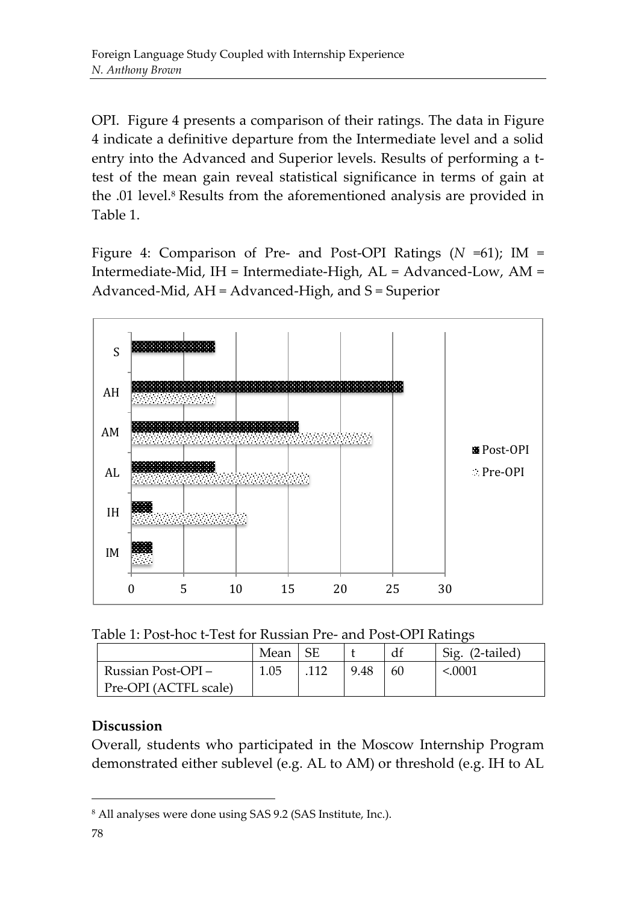OPI. Figure 4 presents a comparison of their ratings. The data in Figure 4 indicate a definitive departure from the Intermediate level and a solid entry into the Advanced and Superior levels. Results of performing a t-test of the mean gain reveal statistical significance in terms of gain at the .01 level.[8] Results from the aforementioned analysis are provided in Table 1.

Figure 4: Comparison of Pre- and Post-OPI Ratings (*N* =61); IM = Intermediate-Mid, IH = Intermediate-High, AL = Advanced-Low, AM = Advanced-Mid, AH = Advanced-High, and S = Superior

Table 1: Post-hoc t-Test for Russian Pre- and Post-OPI Ratings

| | Mean | SE | t | df | Sig. (2-tailed) |
|---|---|---|---|---|---|
| Russian Post-OPI – Pre-OPI (ACTFL scale) | 1.05 | .112 | 9.48 | 60 | <.0001 |

**Discussion**

Overall, students who participated in the Moscow Internship Program demonstrated either sublevel (e.g. AL to AM) or threshold (e.g. IH to AL

[8] All analyses were done using SAS 9.2 (SAS Institute, Inc.).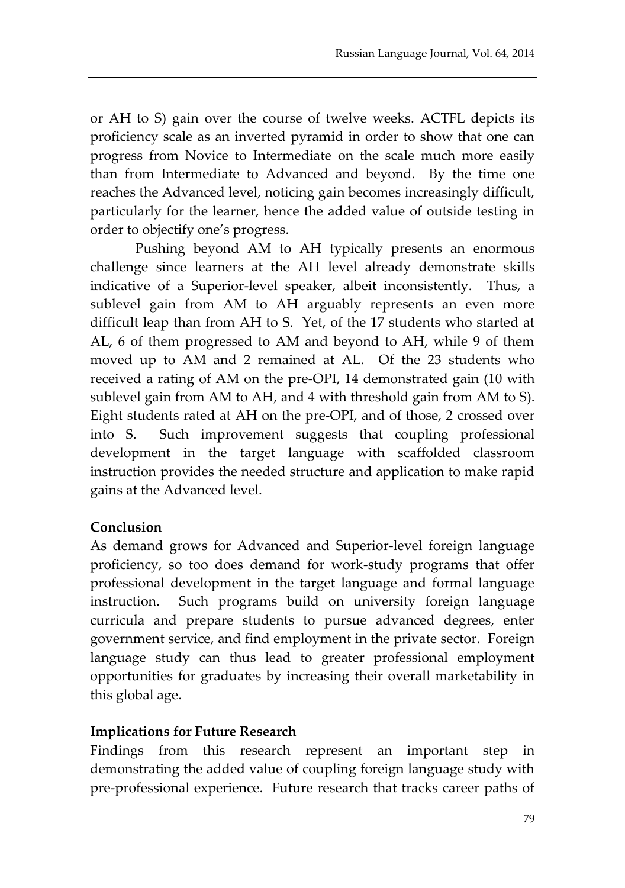or AH to S) gain over the course of twelve weeks. ACTFL depicts its proficiency scale as an inverted pyramid in order to show that one can progress from Novice to Intermediate on the scale much more easily than from Intermediate to Advanced and beyond. By the time one reaches the Advanced level, noticing gain becomes increasingly difficult, particularly for the learner, hence the added value of outside testing in order to objectify one's progress.

Pushing beyond AM to AH typically presents an enormous challenge since learners at the AH level already demonstrate skills indicative of a Superior-level speaker, albeit inconsistently. Thus, a sublevel gain from AM to AH arguably represents an even more difficult leap than from AH to S. Yet, of the 17 students who started at AL, 6 of them progressed to AM and beyond to AH, while 9 of them moved up to AM and 2 remained at AL. Of the 23 students who received a rating of AM on the pre-OPI, 14 demonstrated gain (10 with sublevel gain from AM to AH, and 4 with threshold gain from AM to S). Eight students rated at AH on the pre-OPI, and of those, 2 crossed over into S. Such improvement suggests that coupling professional development in the target language with scaffolded classroom instruction provides the needed structure and application to make rapid gains at the Advanced level.

**Conclusion**

As demand grows for Advanced and Superior-level foreign language proficiency, so too does demand for work-study programs that offer professional development in the target language and formal language instruction. Such programs build on university foreign language curricula and prepare students to pursue advanced degrees, enter government service, and find employment in the private sector. Foreign language study can thus lead to greater professional employment opportunities for graduates by increasing their overall marketability in this global age.

**Implications for Future Research**

Findings from this research represent an important step in demonstrating the added value of coupling foreign language study with pre-professional experience. Future research that tracks career paths of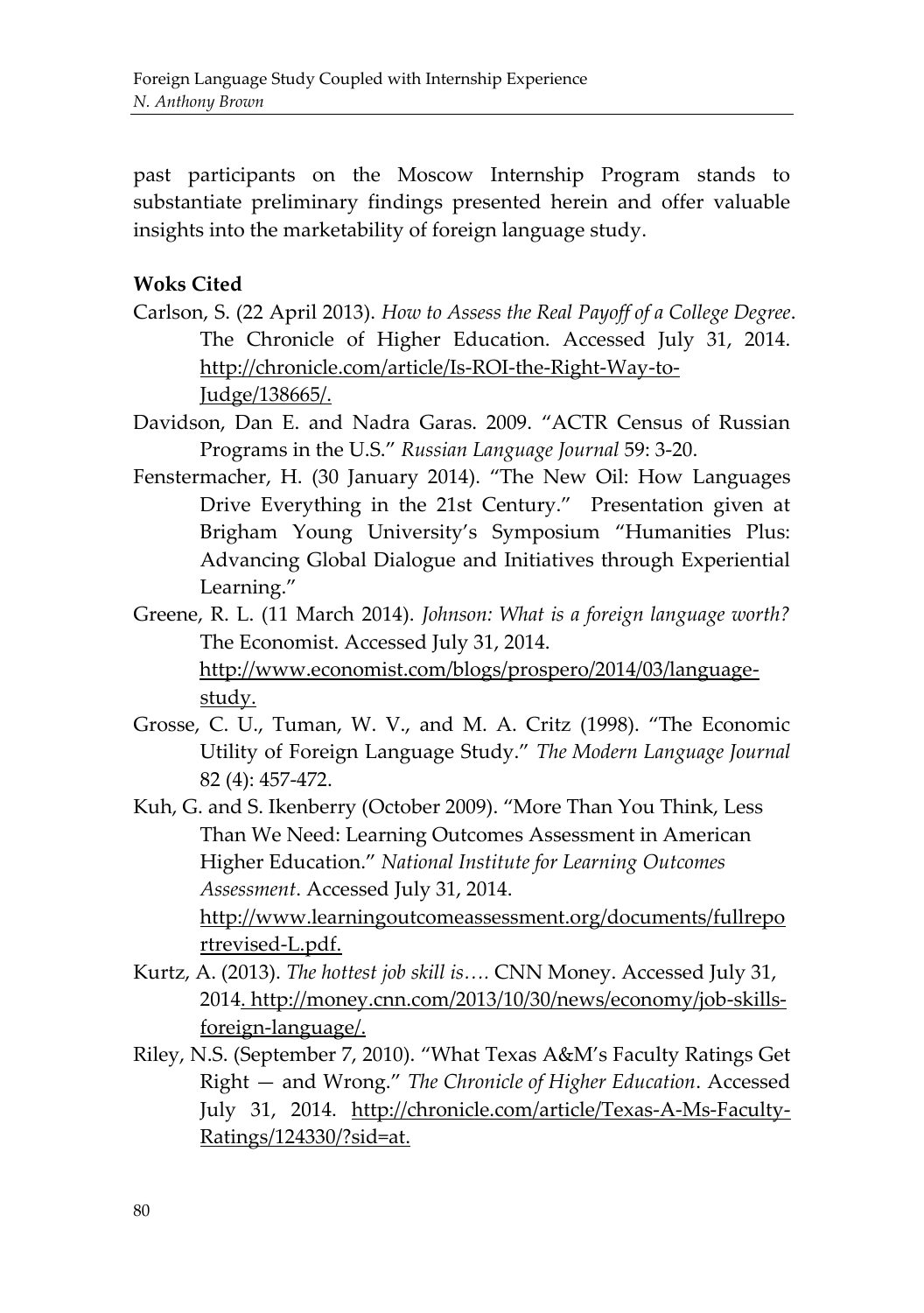past participants on the Moscow Internship Program stands to substantiate preliminary findings presented herein and offer valuable insights into the marketability of foreign language study.

**Woks Cited**

Carlson, S. (22 April 2013). *How to Assess the Real Payoff of a College Degree*. The Chronicle of Higher Education. Accessed July 31, 2014. http://chronicle.com/article/Is-ROI-the-Right-Way-to-Judge/138665/.

Davidson, Dan E. and Nadra Garas. 2009. "ACTR Census of Russian Programs in the U.S." *Russian Language Journal* 59: 3-20.

Fenstermacher, H. (30 January 2014). "The New Oil: How Languages Drive Everything in the 21st Century." Presentation given at Brigham Young University's Symposium "Humanities Plus: Advancing Global Dialogue and Initiatives through Experiential Learning."

Greene, R. L. (11 March 2014). *Johnson: What is a foreign language worth?* The Economist. Accessed July 31, 2014. http://www.economist.com/blogs/prospero/2014/03/language-study.

Grosse, C. U., Tuman, W. V., and M. A. Critz (1998). "The Economic Utility of Foreign Language Study." *The Modern Language Journal* 82 (4): 457-472.

Kuh, G. and S. Ikenberry (October 2009). "More Than You Think, Less Than We Need: Learning Outcomes Assessment in American Higher Education." *National Institute for Learning Outcomes Assessment*. Accessed July 31, 2014. http://www.learningoutcomeassessment.org/documents/fullreportrevised-L.pdf.

Kurtz, A. (2013). *The hottest job skill is….* CNN Money. Accessed July 31, 2014. http://money.cnn.com/2013/10/30/news/economy/job-skills-foreign-language/.

Riley, N.S. (September 7, 2010). "What Texas A&M's Faculty Ratings Get Right — and Wrong." *The Chronicle of Higher Education*. Accessed July 31, 2014. http://chronicle.com/article/Texas-A-Ms-Faculty-Ratings/124330/?sid=at.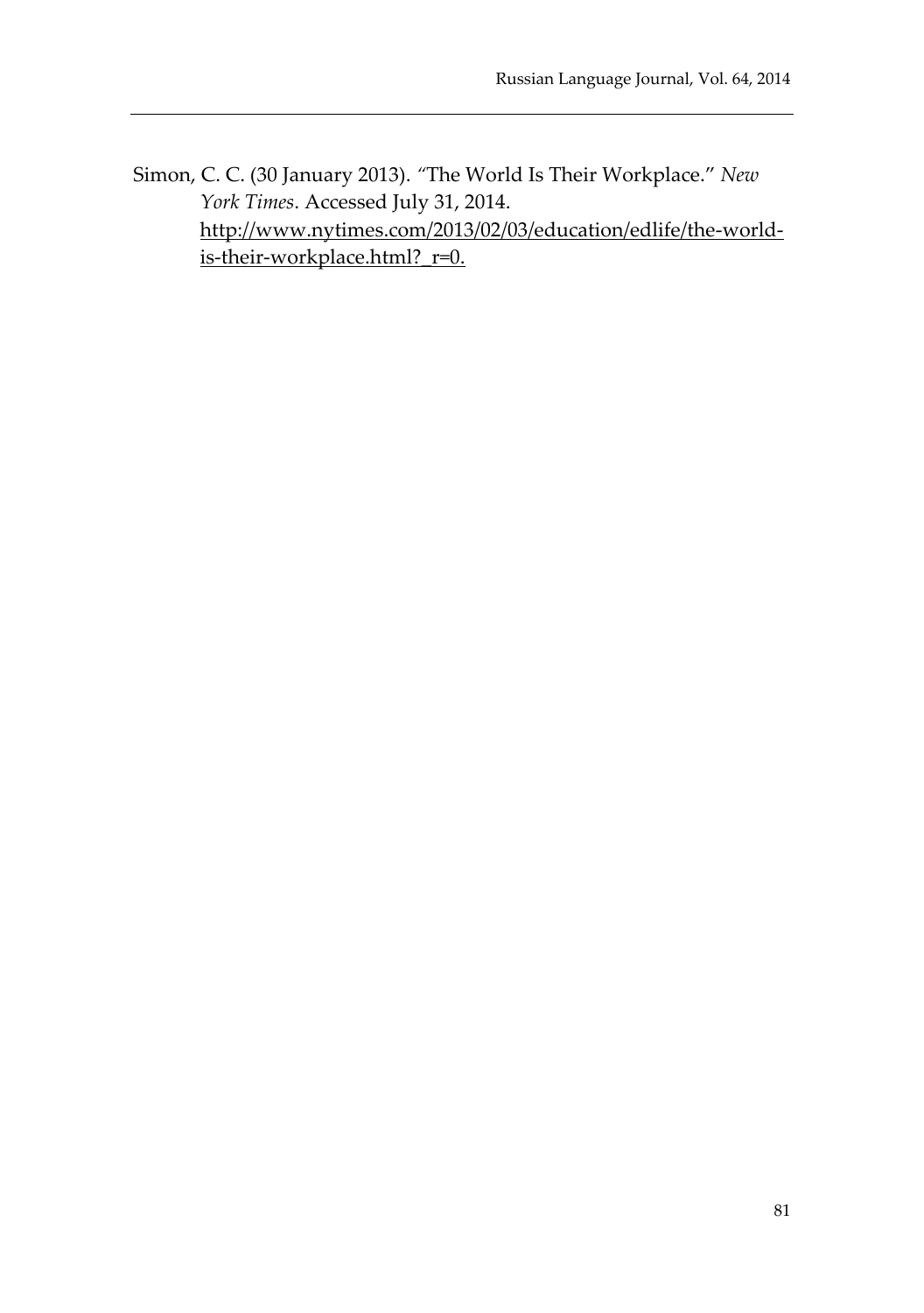Simon, C. C. (30 January 2013). "The World Is Their Workplace." *New York Times*. Accessed July 31, 2014. http://www.nytimes.com/2013/02/03/education/edlife/the-world-is-their-workplace.html?_r=0.